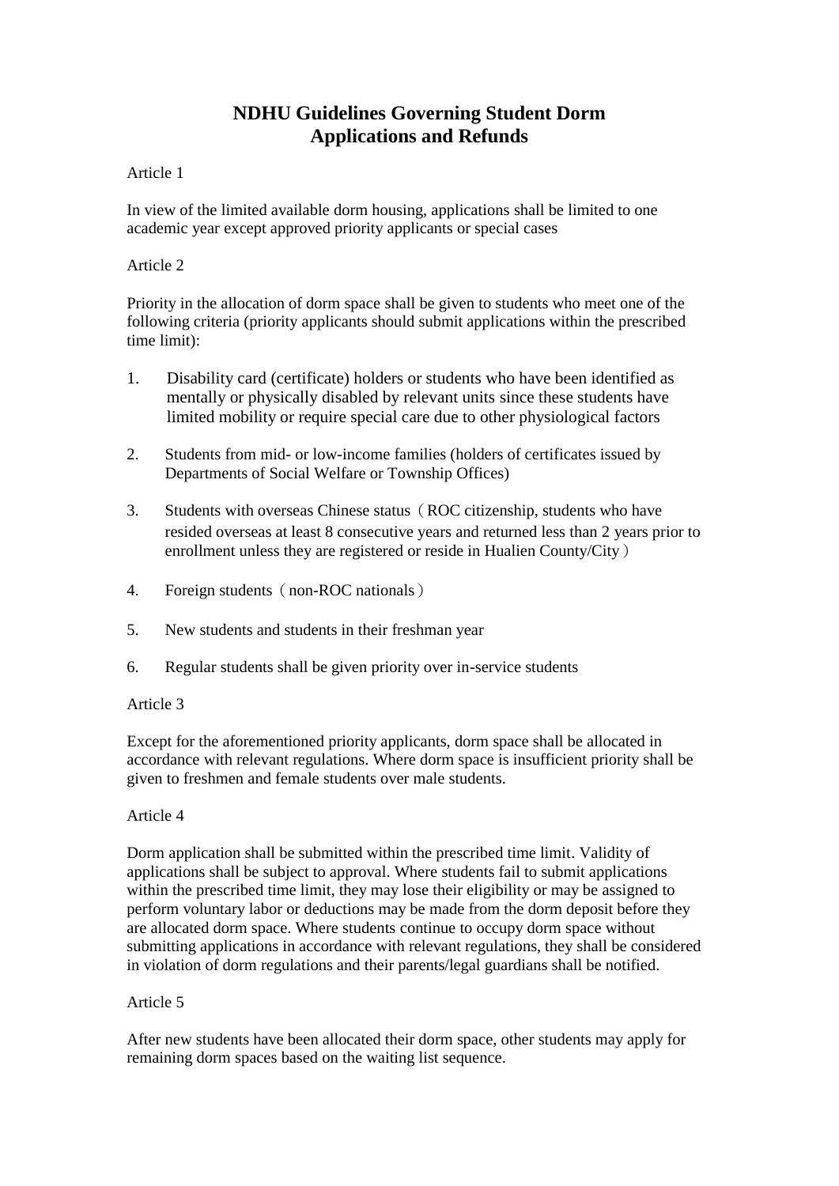# NDHU Guidelines Governing Student Dorm Applications and Refunds

Article 1

In view of the limited available dorm housing, applications shall be limited to one academic year except approved priority applicants or special cases

Article 2

Priority in the allocation of dorm space shall be given to students who meet one of the following criteria (priority applicants should submit applications within the prescribed time limit):

1. Disability card (certificate) holders or students who have been identified as mentally or physically disabled by relevant units since these students have limited mobility or require special care due to other physiological factors

2. Students from mid- or low-income families (holders of certificates issued by Departments of Social Welfare or Township Offices)

3. Students with overseas Chinese status（ROC citizenship, students who have resided overseas at least 8 consecutive years and returned less than 2 years prior to enrollment unless they are registered or reside in Hualien County/City）

4. Foreign students（non-ROC nationals）

5. New students and students in their freshman year

6. Regular students shall be given priority over in-service students

Article 3

Except for the aforementioned priority applicants, dorm space shall be allocated in accordance with relevant regulations. Where dorm space is insufficient priority shall be given to freshmen and female students over male students.

Article 4

Dorm application shall be submitted within the prescribed time limit. Validity of applications shall be subject to approval. Where students fail to submit applications within the prescribed time limit, they may lose their eligibility or may be assigned to perform voluntary labor or deductions may be made from the dorm deposit before they are allocated dorm space. Where students continue to occupy dorm space without submitting applications in accordance with relevant regulations, they shall be considered in violation of dorm regulations and their parents/legal guardians shall be notified.

Article 5

After new students have been allocated their dorm space, other students may apply for remaining dorm spaces based on the waiting list sequence.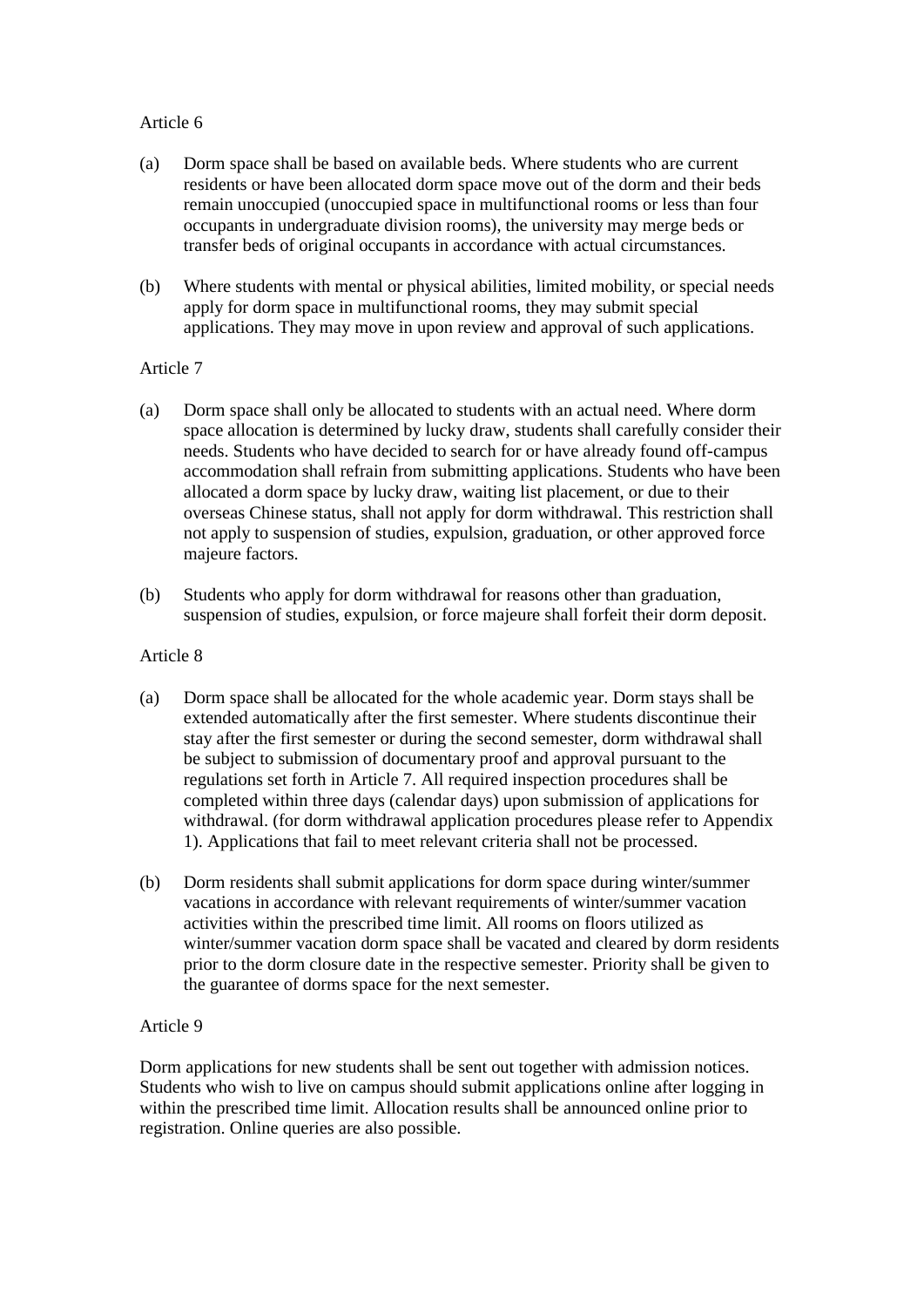Article 6

(a) Dorm space shall be based on available beds. Where students who are current residents or have been allocated dorm space move out of the dorm and their beds remain unoccupied (unoccupied space in multifunctional rooms or less than four occupants in undergraduate division rooms), the university may merge beds or transfer beds of original occupants in accordance with actual circumstances.

(b) Where students with mental or physical abilities, limited mobility, or special needs apply for dorm space in multifunctional rooms, they may submit special applications. They may move in upon review and approval of such applications.

Article 7

(a) Dorm space shall only be allocated to students with an actual need. Where dorm space allocation is determined by lucky draw, students shall carefully consider their needs. Students who have decided to search for or have already found off-campus accommodation shall refrain from submitting applications. Students who have been allocated a dorm space by lucky draw, waiting list placement, or due to their overseas Chinese status, shall not apply for dorm withdrawal. This restriction shall not apply to suspension of studies, expulsion, graduation, or other approved force majeure factors.

(b) Students who apply for dorm withdrawal for reasons other than graduation, suspension of studies, expulsion, or force majeure shall forfeit their dorm deposit.

Article 8

(a) Dorm space shall be allocated for the whole academic year. Dorm stays shall be extended automatically after the first semester. Where students discontinue their stay after the first semester or during the second semester, dorm withdrawal shall be subject to submission of documentary proof and approval pursuant to the regulations set forth in Article 7. All required inspection procedures shall be completed within three days (calendar days) upon submission of applications for withdrawal. (for dorm withdrawal application procedures please refer to Appendix 1). Applications that fail to meet relevant criteria shall not be processed.

(b) Dorm residents shall submit applications for dorm space during winter/summer vacations in accordance with relevant requirements of winter/summer vacation activities within the prescribed time limit. All rooms on floors utilized as winter/summer vacation dorm space shall be vacated and cleared by dorm residents prior to the dorm closure date in the respective semester. Priority shall be given to the guarantee of dorms space for the next semester.

Article 9

Dorm applications for new students shall be sent out together with admission notices. Students who wish to live on campus should submit applications online after logging in within the prescribed time limit. Allocation results shall be announced online prior to registration. Online queries are also possible.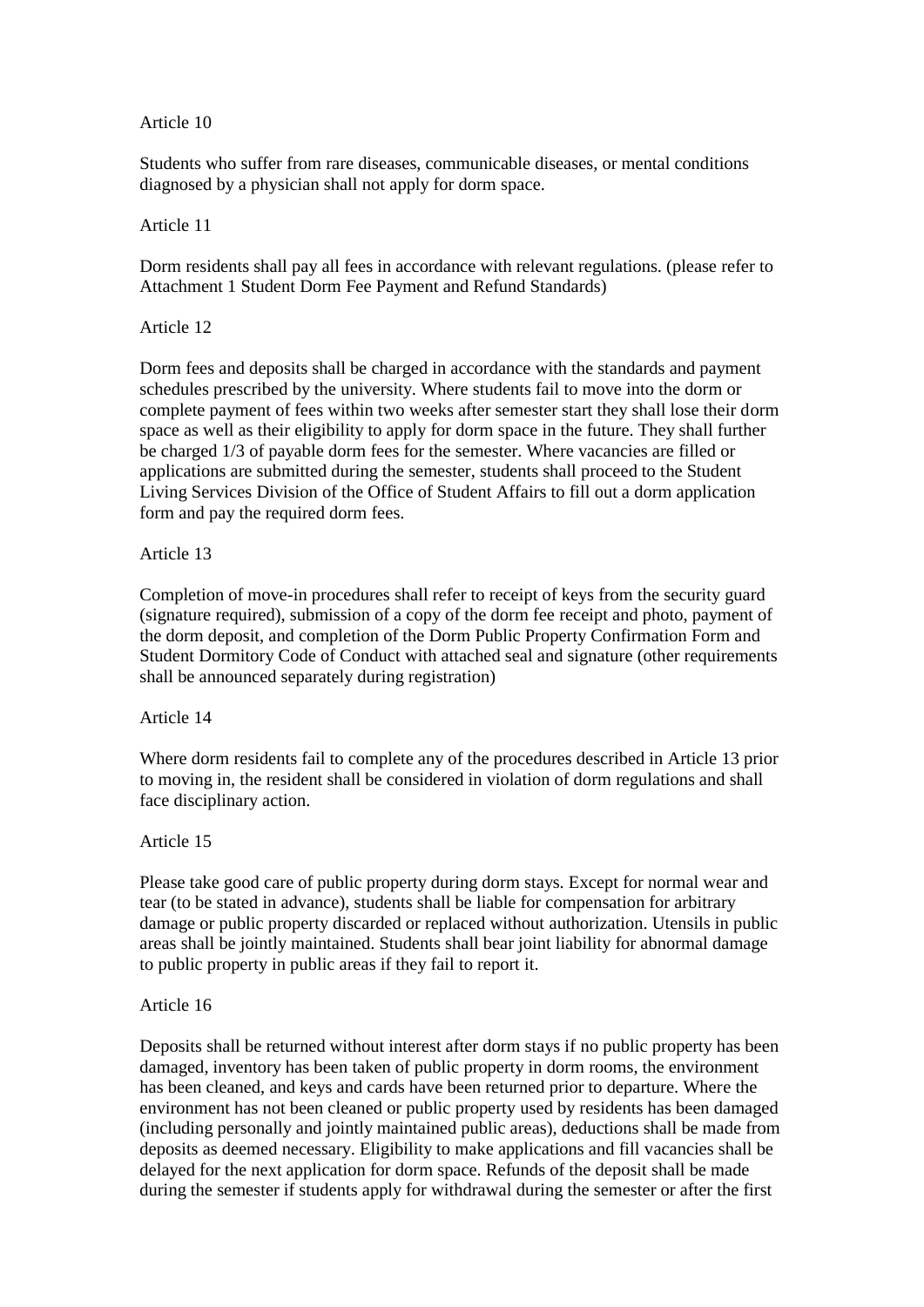Article 10

Students who suffer from rare diseases, communicable diseases, or mental conditions diagnosed by a physician shall not apply for dorm space.

Article 11

Dorm residents shall pay all fees in accordance with relevant regulations. (please refer to Attachment 1 Student Dorm Fee Payment and Refund Standards)

Article 12

Dorm fees and deposits shall be charged in accordance with the standards and payment schedules prescribed by the university. Where students fail to move into the dorm or complete payment of fees within two weeks after semester start they shall lose their dorm space as well as their eligibility to apply for dorm space in the future. They shall further be charged 1/3 of payable dorm fees for the semester. Where vacancies are filled or applications are submitted during the semester, students shall proceed to the Student Living Services Division of the Office of Student Affairs to fill out a dorm application form and pay the required dorm fees.

Article 13

Completion of move-in procedures shall refer to receipt of keys from the security guard (signature required), submission of a copy of the dorm fee receipt and photo, payment of the dorm deposit, and completion of the Dorm Public Property Confirmation Form and Student Dormitory Code of Conduct with attached seal and signature (other requirements shall be announced separately during registration)

Article 14

Where dorm residents fail to complete any of the procedures described in Article 13 prior to moving in, the resident shall be considered in violation of dorm regulations and shall face disciplinary action.

Article 15

Please take good care of public property during dorm stays. Except for normal wear and tear (to be stated in advance), students shall be liable for compensation for arbitrary damage or public property discarded or replaced without authorization. Utensils in public areas shall be jointly maintained. Students shall bear joint liability for abnormal damage to public property in public areas if they fail to report it.

Article 16

Deposits shall be returned without interest after dorm stays if no public property has been damaged, inventory has been taken of public property in dorm rooms, the environment has been cleaned, and keys and cards have been returned prior to departure. Where the environment has not been cleaned or public property used by residents has been damaged (including personally and jointly maintained public areas), deductions shall be made from deposits as deemed necessary. Eligibility to make applications and fill vacancies shall be delayed for the next application for dorm space. Refunds of the deposit shall be made during the semester if students apply for withdrawal during the semester or after the first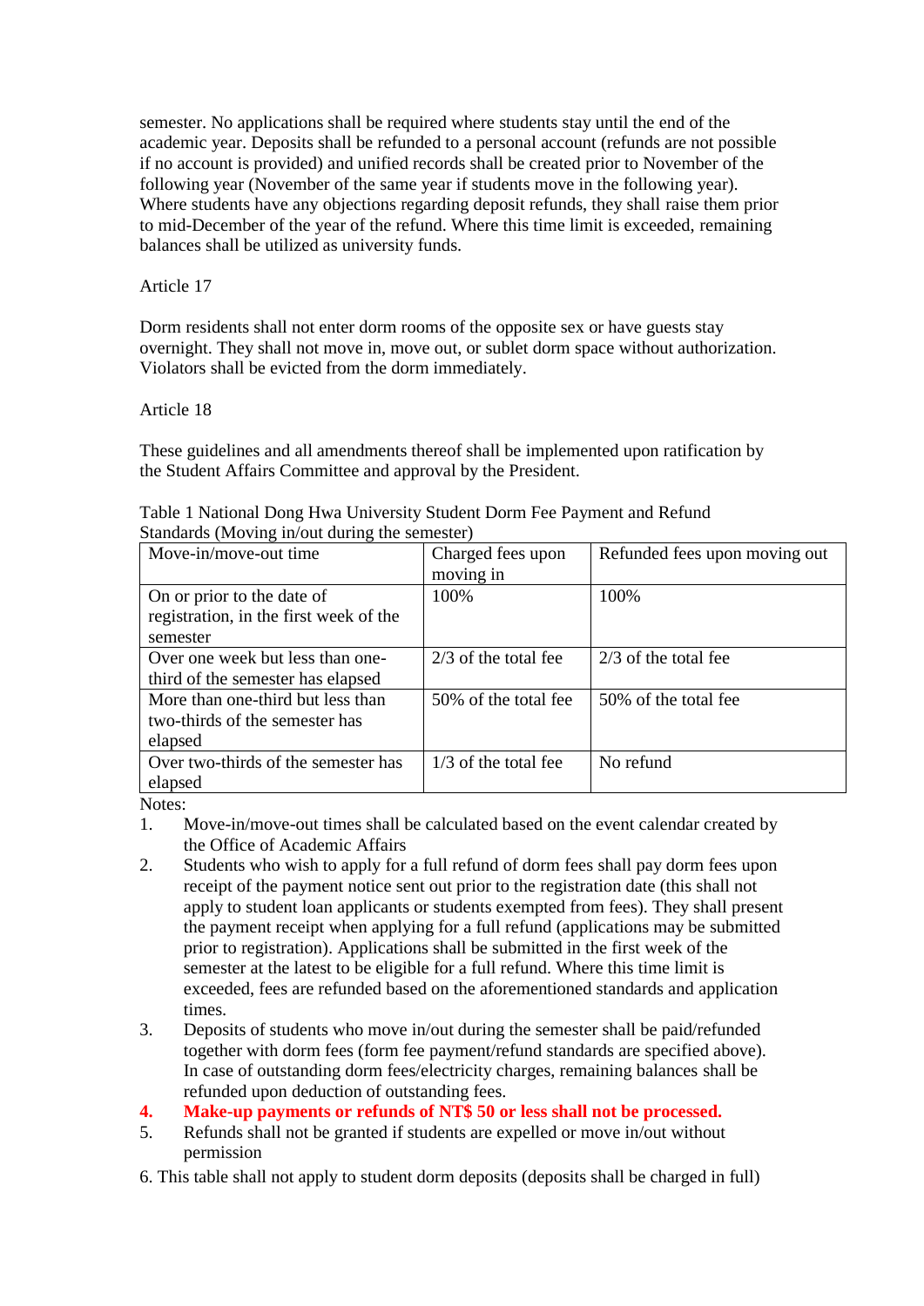semester. No applications shall be required where students stay until the end of the academic year. Deposits shall be refunded to a personal account (refunds are not possible if no account is provided) and unified records shall be created prior to November of the following year (November of the same year if students move in the following year). Where students have any objections regarding deposit refunds, they shall raise them prior to mid-December of the year of the refund. Where this time limit is exceeded, remaining balances shall be utilized as university funds.

Article 17

Dorm residents shall not enter dorm rooms of the opposite sex or have guests stay overnight. They shall not move in, move out, or sublet dorm space without authorization. Violators shall be evicted from the dorm immediately.

Article 18

These guidelines and all amendments thereof shall be implemented upon ratification by the Student Affairs Committee and approval by the President.

Table 1 National Dong Hwa University Student Dorm Fee Payment and Refund Standards (Moving in/out during the semester)

| Move-in/move-out time | Charged fees upon moving in | Refunded fees upon moving out |
|---|---|---|
| On or prior to the date of registration, in the first week of the semester | 100% | 100% |
| Over one week but less than one-third of the semester has elapsed | 2/3 of the total fee | 2/3 of the total fee |
| More than one-third but less than two-thirds of the semester has elapsed | 50% of the total fee | 50% of the total fee |
| Over two-thirds of the semester has elapsed | 1/3 of the total fee | No refund |

Notes:

1. Move-in/move-out times shall be calculated based on the event calendar created by the Office of Academic Affairs
2. Students who wish to apply for a full refund of dorm fees shall pay dorm fees upon receipt of the payment notice sent out prior to the registration date (this shall not apply to student loan applicants or students exempted from fees). They shall present the payment receipt when applying for a full refund (applications may be submitted prior to registration). Applications shall be submitted in the first week of the semester at the latest to be eligible for a full refund. Where this time limit is exceeded, fees are refunded based on the aforementioned standards and application times.
3. Deposits of students who move in/out during the semester shall be paid/refunded together with dorm fees (form fee payment/refund standards are specified above). In case of outstanding dorm fees/electricity charges, remaining balances shall be refunded upon deduction of outstanding fees.
4. **Make-up payments or refunds of NT$ 50 or less shall not be processed.**
5. Refunds shall not be granted if students are expelled or move in/out without permission
6. This table shall not apply to student dorm deposits (deposits shall be charged in full)